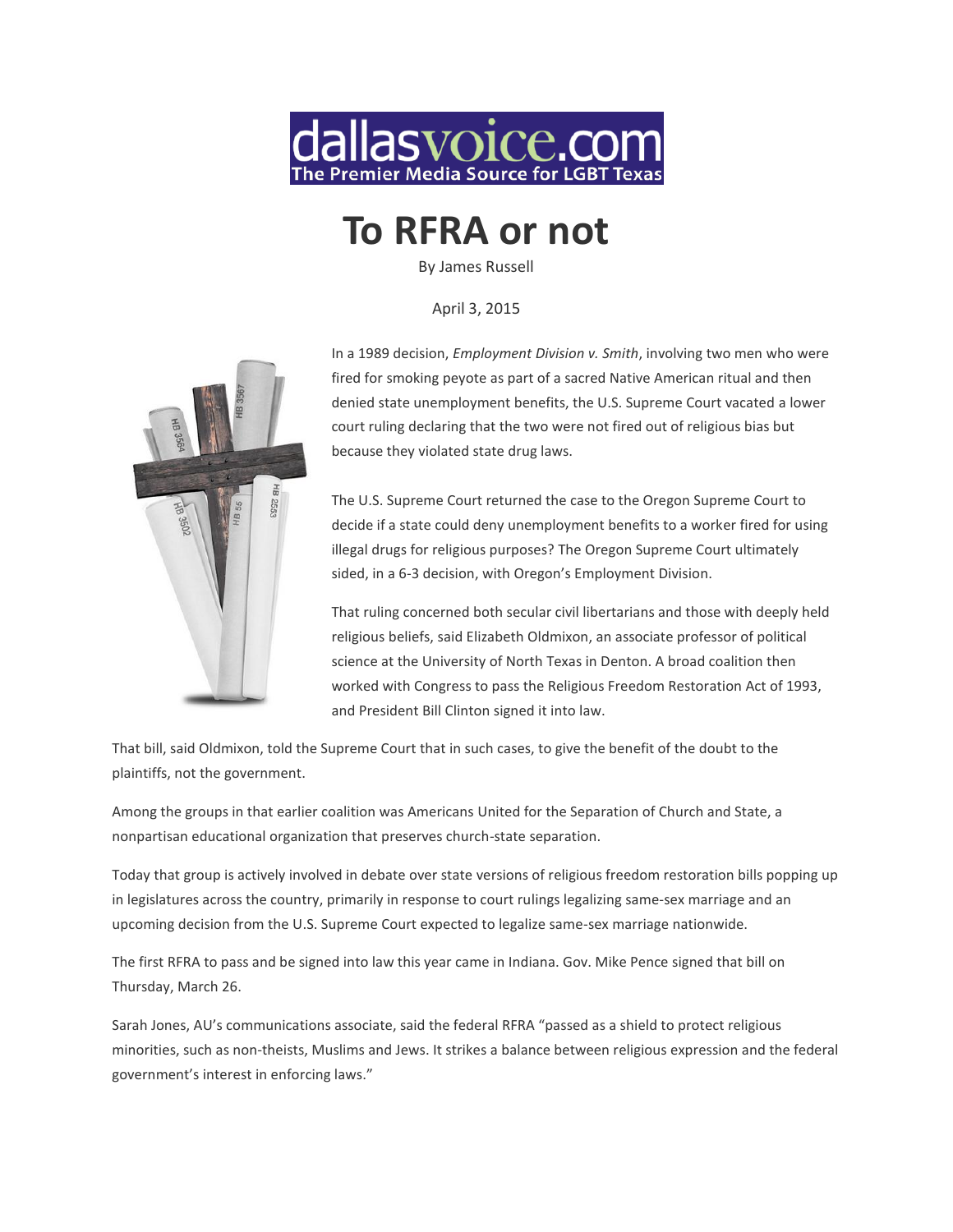dallasvoice.com
The Premier Media Source for LGBT Texas

# To RFRA or not

By James Russell

April 3, 2015

In a 1989 decision, *Employment Division v. Smith*, involving two men who were fired for smoking peyote as part of a sacred Native American ritual and then denied state unemployment benefits, the U.S. Supreme Court vacated a lower court ruling declaring that the two were not fired out of religious bias but because they violated state drug laws.

The U.S. Supreme Court returned the case to the Oregon Supreme Court to decide if a state could deny unemployment benefits to a worker fired for using illegal drugs for religious purposes? The Oregon Supreme Court ultimately sided, in a 6-3 decision, with Oregon's Employment Division.

That ruling concerned both secular civil libertarians and those with deeply held religious beliefs, said Elizabeth Oldmixon, an associate professor of political science at the University of North Texas in Denton. A broad coalition then worked with Congress to pass the Religious Freedom Restoration Act of 1993, and President Bill Clinton signed it into law.

That bill, said Oldmixon, told the Supreme Court that in such cases, to give the benefit of the doubt to the plaintiffs, not the government.

Among the groups in that earlier coalition was Americans United for the Separation of Church and State, a nonpartisan educational organization that preserves church-state separation.

Today that group is actively involved in debate over state versions of religious freedom restoration bills popping up in legislatures across the country, primarily in response to court rulings legalizing same-sex marriage and an upcoming decision from the U.S. Supreme Court expected to legalize same-sex marriage nationwide.

The first RFRA to pass and be signed into law this year came in Indiana. Gov. Mike Pence signed that bill on Thursday, March 26.

Sarah Jones, AU's communications associate, said the federal RFRA "passed as a shield to protect religious minorities, such as non-theists, Muslims and Jews. It strikes a balance between religious expression and the federal government's interest in enforcing laws."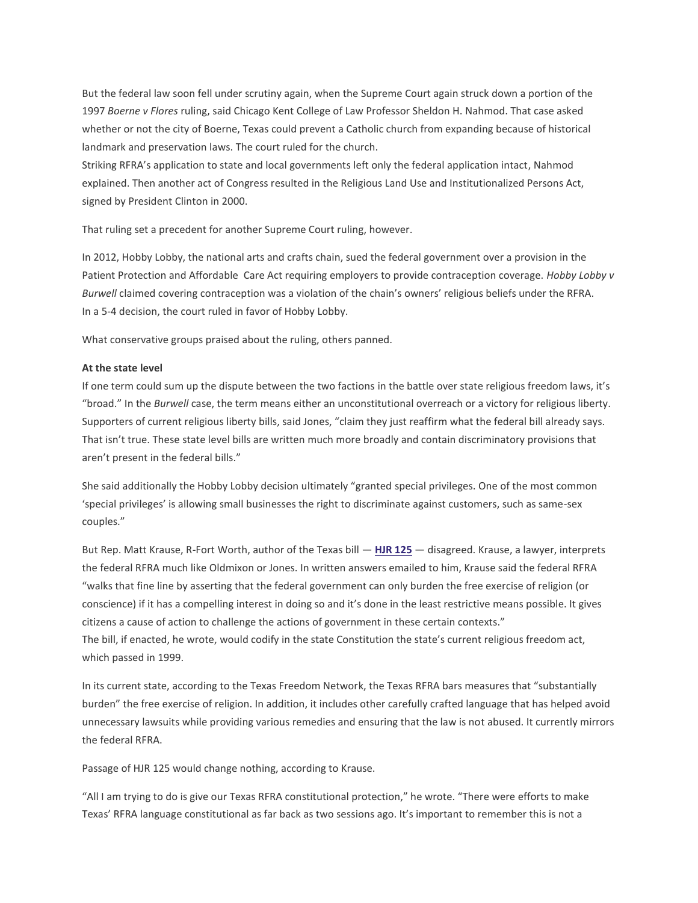But the federal law soon fell under scrutiny again, when the Supreme Court again struck down a portion of the 1997 *Boerne v Flores* ruling, said Chicago Kent College of Law Professor Sheldon H. Nahmod. That case asked whether or not the city of Boerne, Texas could prevent a Catholic church from expanding because of historical landmark and preservation laws. The court ruled for the church.

Striking RFRA's application to state and local governments left only the federal application intact, Nahmod explained. Then another act of Congress resulted in the Religious Land Use and Institutionalized Persons Act, signed by President Clinton in 2000.

That ruling set a precedent for another Supreme Court ruling, however.

In 2012, Hobby Lobby, the national arts and crafts chain, sued the federal government over a provision in the Patient Protection and Affordable Care Act requiring employers to provide contraception coverage. *Hobby Lobby v Burwell* claimed covering contraception was a violation of the chain's owners' religious beliefs under the RFRA. In a 5-4 decision, the court ruled in favor of Hobby Lobby.

What conservative groups praised about the ruling, others panned.

**At the state level**

If one term could sum up the dispute between the two factions in the battle over state religious freedom laws, it's "broad." In the *Burwell* case, the term means either an unconstitutional overreach or a victory for religious liberty. Supporters of current religious liberty bills, said Jones, "claim they just reaffirm what the federal bill already says. That isn't true. These state level bills are written much more broadly and contain discriminatory provisions that aren't present in the federal bills."

She said additionally the Hobby Lobby decision ultimately "granted special privileges. One of the most common 'special privileges' is allowing small businesses the right to discriminate against customers, such as same-sex couples."

But Rep. Matt Krause, R-Fort Worth, author of the Texas bill — **HJR 125** — disagreed. Krause, a lawyer, interprets the federal RFRA much like Oldmixon or Jones. In written answers emailed to him, Krause said the federal RFRA "walks that fine line by asserting that the federal government can only burden the free exercise of religion (or conscience) if it has a compelling interest in doing so and it's done in the least restrictive means possible. It gives citizens a cause of action to challenge the actions of government in these certain contexts."

The bill, if enacted, he wrote, would codify in the state Constitution the state's current religious freedom act, which passed in 1999.

In its current state, according to the Texas Freedom Network, the Texas RFRA bars measures that "substantially burden" the free exercise of religion. In addition, it includes other carefully crafted language that has helped avoid unnecessary lawsuits while providing various remedies and ensuring that the law is not abused. It currently mirrors the federal RFRA.

Passage of HJR 125 would change nothing, according to Krause.

"All I am trying to do is give our Texas RFRA constitutional protection," he wrote. "There were efforts to make Texas' RFRA language constitutional as far back as two sessions ago. It's important to remember this is not a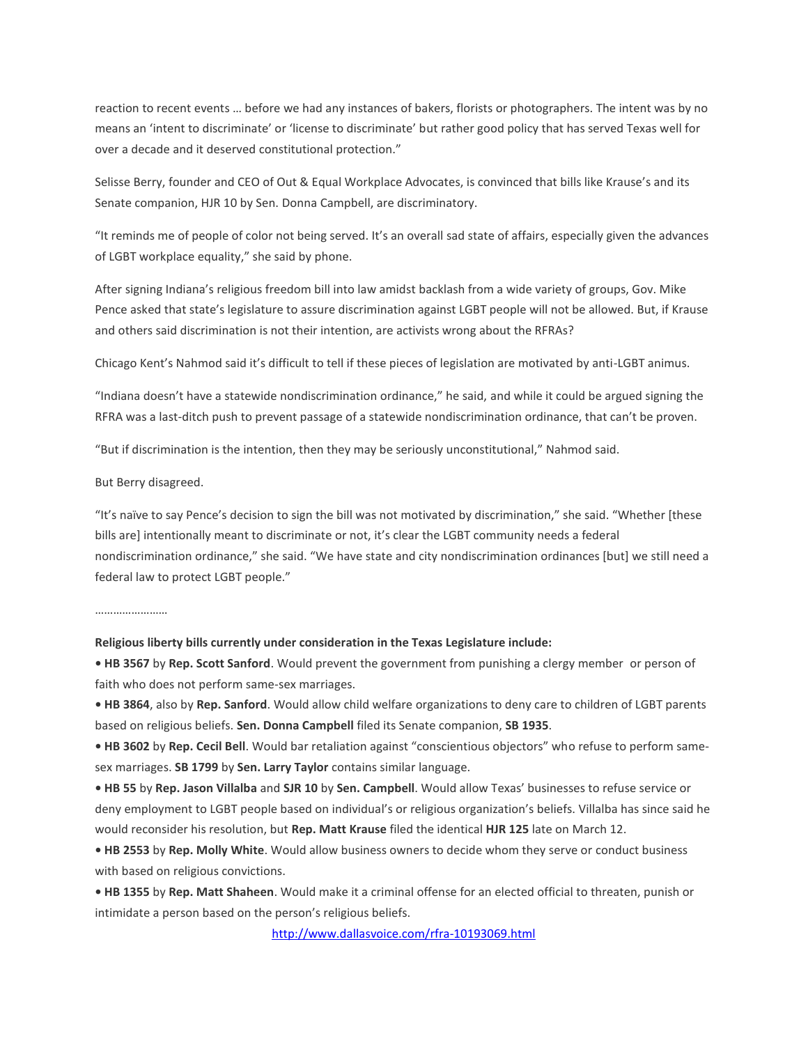reaction to recent events … before we had any instances of bakers, florists or photographers. The intent was by no means an 'intent to discriminate' or 'license to discriminate' but rather good policy that has served Texas well for over a decade and it deserved constitutional protection."

Selisse Berry, founder and CEO of Out & Equal Workplace Advocates, is convinced that bills like Krause's and its Senate companion, HJR 10 by Sen. Donna Campbell, are discriminatory.

"It reminds me of people of color not being served. It's an overall sad state of affairs, especially given the advances of LGBT workplace equality," she said by phone.

After signing Indiana's religious freedom bill into law amidst backlash from a wide variety of groups, Gov. Mike Pence asked that state's legislature to assure discrimination against LGBT people will not be allowed. But, if Krause and others said discrimination is not their intention, are activists wrong about the RFRAs?

Chicago Kent's Nahmod said it's difficult to tell if these pieces of legislation are motivated by anti-LGBT animus.

"Indiana doesn't have a statewide nondiscrimination ordinance," he said, and while it could be argued signing the RFRA was a last-ditch push to prevent passage of a statewide nondiscrimination ordinance, that can't be proven.

"But if discrimination is the intention, then they may be seriously unconstitutional," Nahmod said.

But Berry disagreed.

"It's naïve to say Pence's decision to sign the bill was not motivated by discrimination," she said. "Whether [these bills are] intentionally meant to discriminate or not, it's clear the LGBT community needs a federal nondiscrimination ordinance," she said. "We have state and city nondiscrimination ordinances [but] we still need a federal law to protect LGBT people."

……………………

**Religious liberty bills currently under consideration in the Texas Legislature include:**

- **HB 3567** by **Rep. Scott Sanford**. Would prevent the government from punishing a clergy member or person of faith who does not perform same-sex marriages.
- **HB 3864**, also by **Rep. Sanford**. Would allow child welfare organizations to deny care to children of LGBT parents based on religious beliefs. **Sen. Donna Campbell** filed its Senate companion, **SB 1935**.
- **HB 3602** by **Rep. Cecil Bell**. Would bar retaliation against "conscientious objectors" who refuse to perform same-sex marriages. **SB 1799** by **Sen. Larry Taylor** contains similar language.
- **HB 55** by **Rep. Jason Villalba** and **SJR 10** by **Sen. Campbell**. Would allow Texas' businesses to refuse service or deny employment to LGBT people based on individual's or religious organization's beliefs. Villalba has since said he would reconsider his resolution, but **Rep. Matt Krause** filed the identical **HJR 125** late on March 12.
- **HB 2553** by **Rep. Molly White**. Would allow business owners to decide whom they serve or conduct business with based on religious convictions.
- **HB 1355** by **Rep. Matt Shaheen**. Would make it a criminal offense for an elected official to threaten, punish or intimidate a person based on the person's religious beliefs.

http://www.dallasvoice.com/rfra-10193069.html